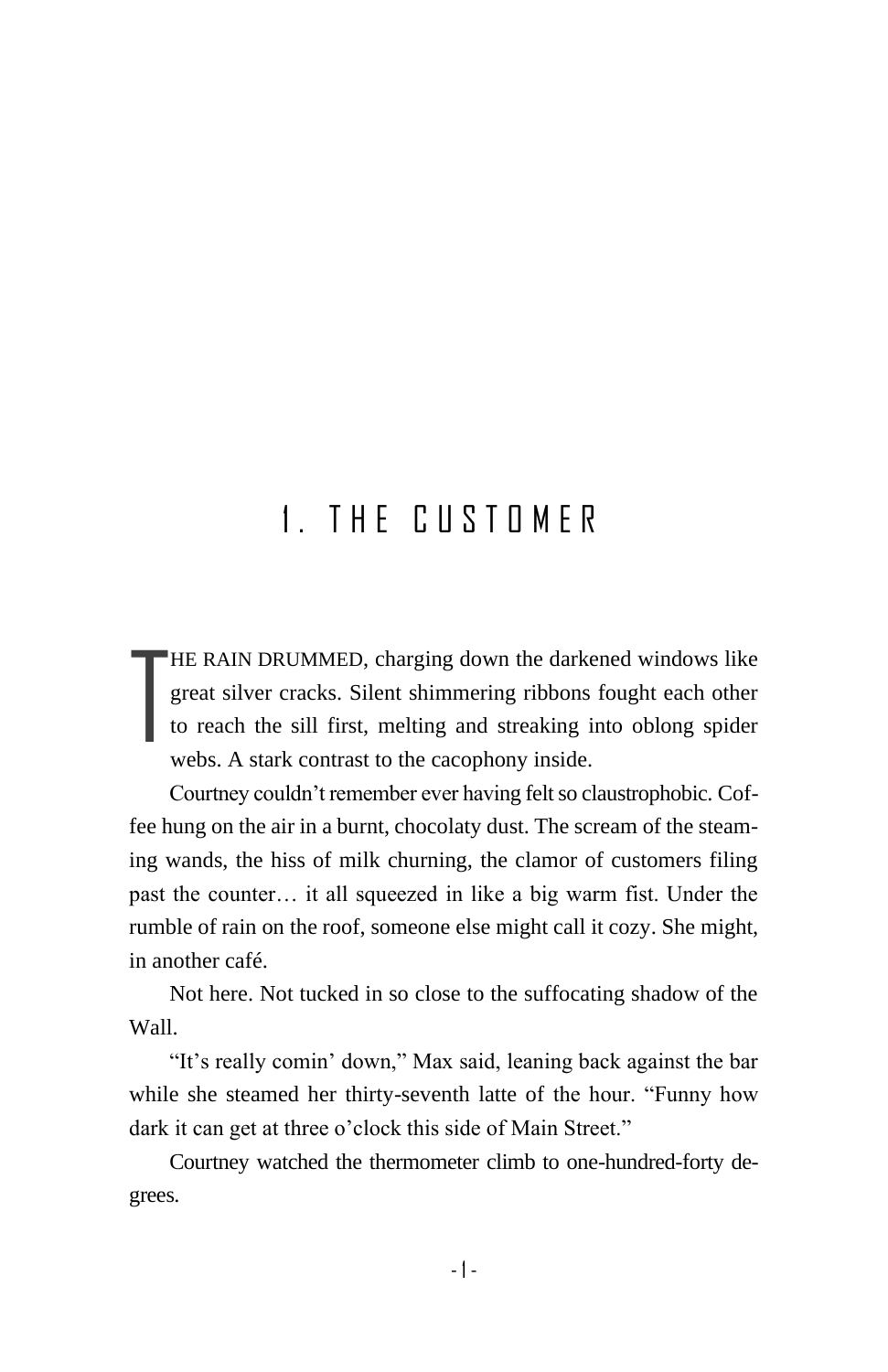# 1. THE CUSTOMER

THE RAIN DRUMMED, charging down the darkened windows like great silver cracks. Silent shimmering ribbons fought each other to reach the sill first, melting and streaking into oblong spider webs. A stark contrast to the cacophony inside.

Courtney couldn't remember ever having felt so claustrophobic. Coffee hung on the air in a burnt, chocolaty dust. The scream of the steaming wands, the hiss of milk churning, the clamor of customers filing past the counter… it all squeezed in like a big warm fist. Under the rumble of rain on the roof, someone else might call it cozy. She might, in another café.

Not here. Not tucked in so close to the suffocating shadow of the Wall.

"It's really comin' down," Max said, leaning back against the bar while she steamed her thirty-seventh latte of the hour. "Funny how dark it can get at three o'clock this side of Main Street."

Courtney watched the thermometer climb to one-hundred-forty degrees.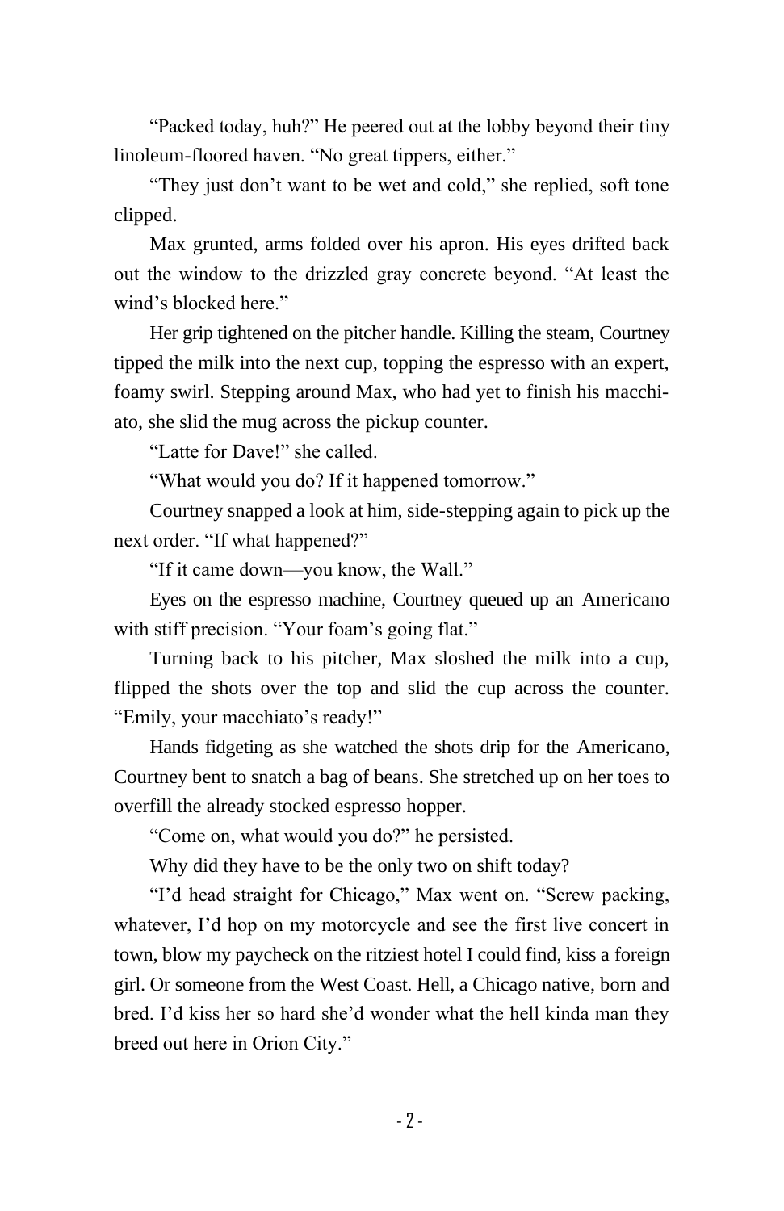"Packed today, huh?" He peered out at the lobby beyond their tiny linoleum-floored haven. "No great tippers, either."

"They just don't want to be wet and cold," she replied, soft tone clipped.

Max grunted, arms folded over his apron. His eyes drifted back out the window to the drizzled gray concrete beyond. "At least the wind's blocked here."

Her grip tightened on the pitcher handle. Killing the steam, Courtney tipped the milk into the next cup, topping the espresso with an expert, foamy swirl. Stepping around Max, who had yet to finish his macchiato, she slid the mug across the pickup counter.

"Latte for Dave!" she called.

"What would you do? If it happened tomorrow."

Courtney snapped a look at him, side-stepping again to pick up the next order. "If what happened?"

"If it came down—you know, the Wall."

Eyes on the espresso machine, Courtney queued up an Americano with stiff precision. "Your foam's going flat."

Turning back to his pitcher, Max sloshed the milk into a cup, flipped the shots over the top and slid the cup across the counter. "Emily, your macchiato's ready!"

Hands fidgeting as she watched the shots drip for the Americano, Courtney bent to snatch a bag of beans. She stretched up on her toes to overfill the already stocked espresso hopper.

"Come on, what would you do?" he persisted.

Why did they have to be the only two on shift today?

"I'd head straight for Chicago," Max went on. "Screw packing, whatever, I'd hop on my motorcycle and see the first live concert in town, blow my paycheck on the ritziest hotel I could find, kiss a foreign girl. Or someone from the West Coast. Hell, a Chicago native, born and bred. I'd kiss her so hard she'd wonder what the hell kinda man they breed out here in Orion City."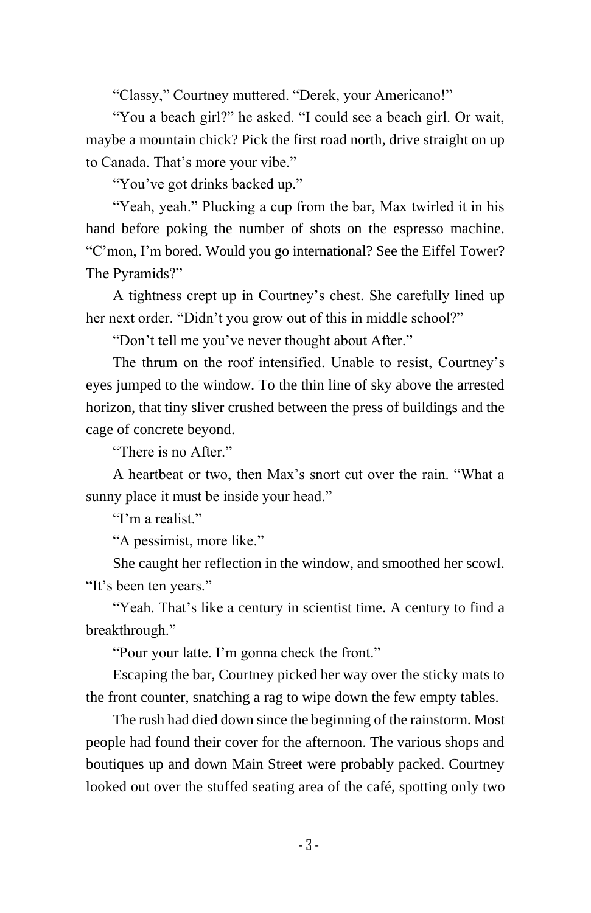"Classy," Courtney muttered. "Derek, your Americano!"

"You a beach girl?" he asked. "I could see a beach girl. Or wait, maybe a mountain chick? Pick the first road north, drive straight on up to Canada. That's more your vibe."

"You've got drinks backed up."

"Yeah, yeah." Plucking a cup from the bar, Max twirled it in his hand before poking the number of shots on the espresso machine. "C'mon, I'm bored. Would you go international? See the Eiffel Tower? The Pyramids?"

A tightness crept up in Courtney's chest. She carefully lined up her next order. "Didn't you grow out of this in middle school?"

"Don't tell me you've never thought about After."

The thrum on the roof intensified. Unable to resist, Courtney's eyes jumped to the window. To the thin line of sky above the arrested horizon, that tiny sliver crushed between the press of buildings and the cage of concrete beyond.

"There is no After."

A heartbeat or two, then Max's snort cut over the rain. "What a sunny place it must be inside your head."

"I'm a realist."

"A pessimist, more like."

She caught her reflection in the window, and smoothed her scowl. "It's been ten years."

"Yeah. That's like a century in scientist time. A century to find a breakthrough."

"Pour your latte. I'm gonna check the front."

Escaping the bar, Courtney picked her way over the sticky mats to the front counter, snatching a rag to wipe down the few empty tables.

The rush had died down since the beginning of the rainstorm. Most people had found their cover for the afternoon. The various shops and boutiques up and down Main Street were probably packed. Courtney looked out over the stuffed seating area of the café, spotting only two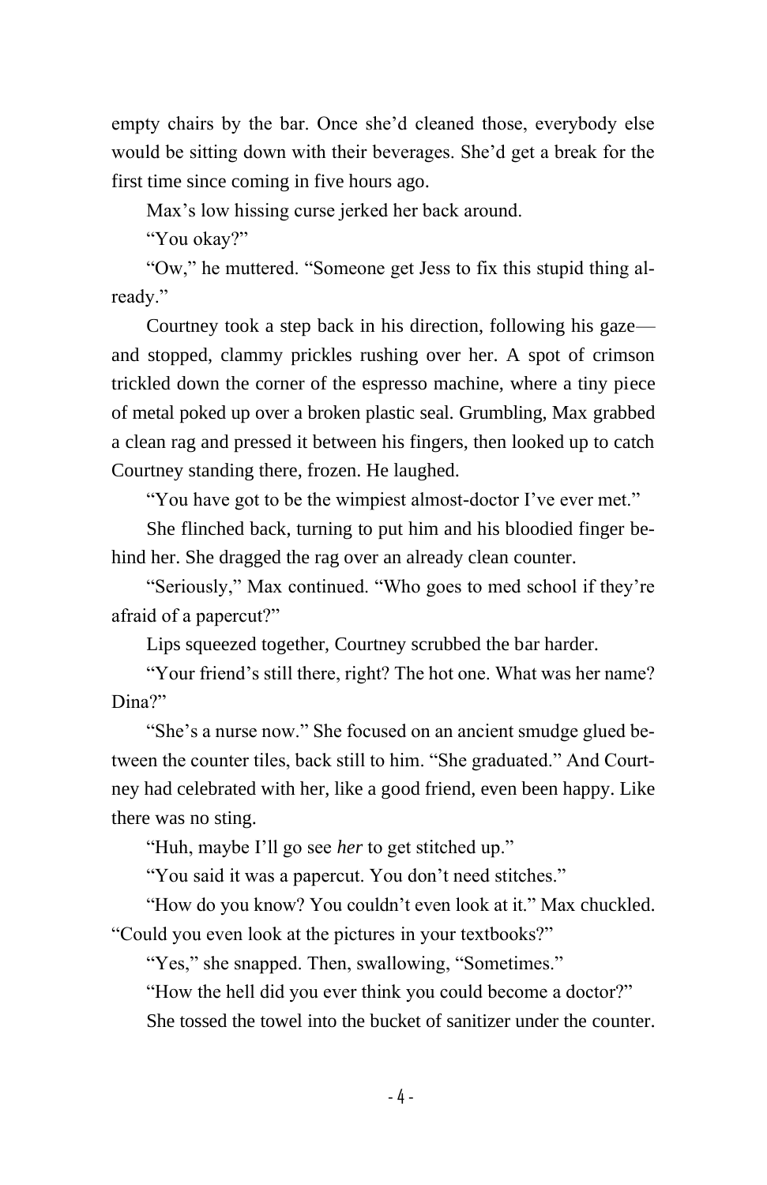empty chairs by the bar. Once she'd cleaned those, everybody else would be sitting down with their beverages. She'd get a break for the first time since coming in five hours ago.

Max's low hissing curse jerked her back around.

"You okay?"

"Ow," he muttered. "Someone get Jess to fix this stupid thing already."

Courtney took a step back in his direction, following his gaze—and stopped, clammy prickles rushing over her. A spot of crimson trickled down the corner of the espresso machine, where a tiny piece of metal poked up over a broken plastic seal. Grumbling, Max grabbed a clean rag and pressed it between his fingers, then looked up to catch Courtney standing there, frozen. He laughed.

"You have got to be the wimpiest almost-doctor I've ever met."

She flinched back, turning to put him and his bloodied finger behind her. She dragged the rag over an already clean counter.

"Seriously," Max continued. "Who goes to med school if they're afraid of a papercut?"

Lips squeezed together, Courtney scrubbed the bar harder.

"Your friend's still there, right? The hot one. What was her name? Dina?"

"She's a nurse now." She focused on an ancient smudge glued between the counter tiles, back still to him. "She graduated." And Courtney had celebrated with her, like a good friend, even been happy. Like there was no sting.

"Huh, maybe I'll go see *her* to get stitched up."

"You said it was a papercut. You don't need stitches."

"How do you know? You couldn't even look at it." Max chuckled. "Could you even look at the pictures in your textbooks?"

"Yes," she snapped. Then, swallowing, "Sometimes."

"How the hell did you ever think you could become a doctor?"

She tossed the towel into the bucket of sanitizer under the counter.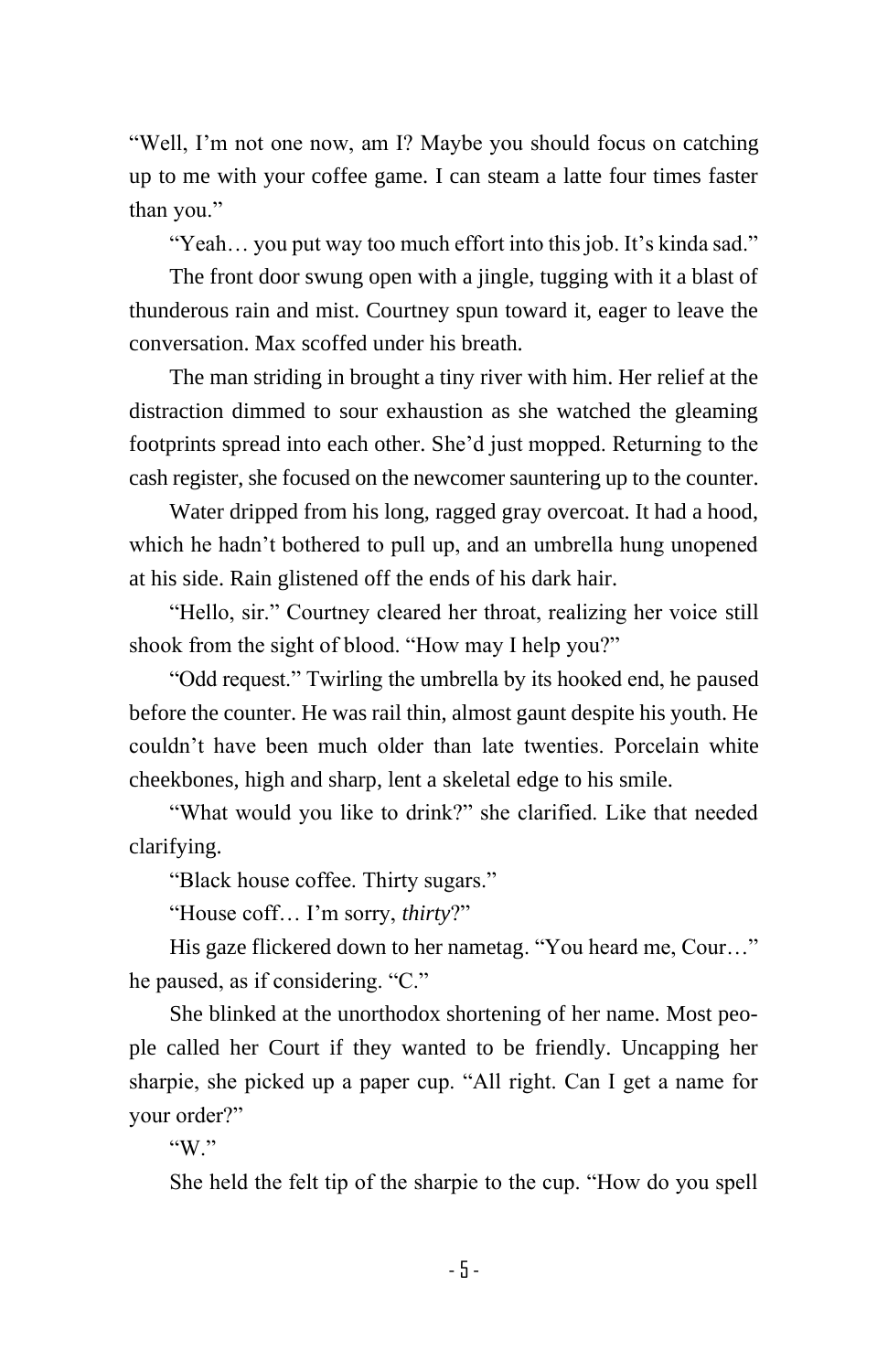"Well, I'm not one now, am I? Maybe you should focus on catching up to me with your coffee game. I can steam a latte four times faster than you."

"Yeah… you put way too much effort into this job. It's kinda sad."

The front door swung open with a jingle, tugging with it a blast of thunderous rain and mist. Courtney spun toward it, eager to leave the conversation. Max scoffed under his breath.

The man striding in brought a tiny river with him. Her relief at the distraction dimmed to sour exhaustion as she watched the gleaming footprints spread into each other. She'd just mopped. Returning to the cash register, she focused on the newcomer sauntering up to the counter.

Water dripped from his long, ragged gray overcoat. It had a hood, which he hadn't bothered to pull up, and an umbrella hung unopened at his side. Rain glistened off the ends of his dark hair.

"Hello, sir." Courtney cleared her throat, realizing her voice still shook from the sight of blood. "How may I help you?"

"Odd request." Twirling the umbrella by its hooked end, he paused before the counter. He was rail thin, almost gaunt despite his youth. He couldn't have been much older than late twenties. Porcelain white cheekbones, high and sharp, lent a skeletal edge to his smile.

"What would you like to drink?" she clarified. Like that needed clarifying.

"Black house coffee. Thirty sugars."

"House coff… I'm sorry, *thirty*?"

His gaze flickered down to her nametag. "You heard me, Cour…" he paused, as if considering. "C."

She blinked at the unorthodox shortening of her name. Most people called her Court if they wanted to be friendly. Uncapping her sharpie, she picked up a paper cup. "All right. Can I get a name for your order?"

"W."

She held the felt tip of the sharpie to the cup. "How do you spell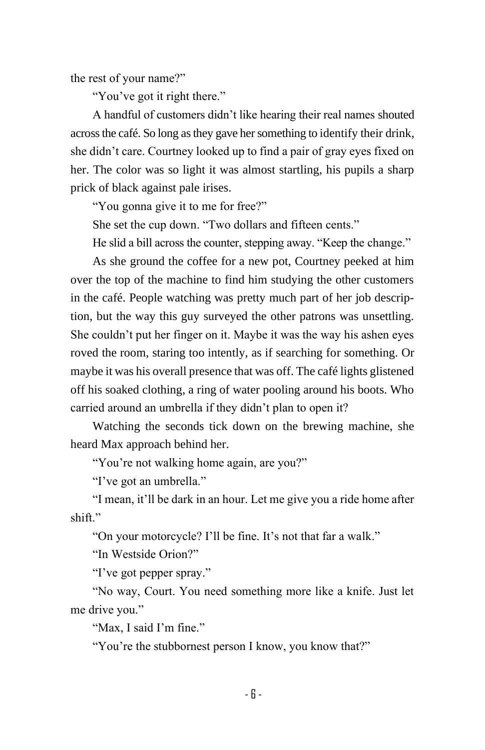the rest of your name?"

"You've got it right there."

A handful of customers didn't like hearing their real names shouted across the café. So long as they gave her something to identify their drink, she didn't care. Courtney looked up to find a pair of gray eyes fixed on her. The color was so light it was almost startling, his pupils a sharp prick of black against pale irises.

"You gonna give it to me for free?"

She set the cup down. "Two dollars and fifteen cents."

He slid a bill across the counter, stepping away. "Keep the change."

As she ground the coffee for a new pot, Courtney peeked at him over the top of the machine to find him studying the other customers in the café. People watching was pretty much part of her job description, but the way this guy surveyed the other patrons was unsettling. She couldn't put her finger on it. Maybe it was the way his ashen eyes roved the room, staring too intently, as if searching for something. Or maybe it was his overall presence that was off. The café lights glistened off his soaked clothing, a ring of water pooling around his boots. Who carried around an umbrella if they didn't plan to open it?

Watching the seconds tick down on the brewing machine, she heard Max approach behind her.

"You're not walking home again, are you?"

"I've got an umbrella."

"I mean, it'll be dark in an hour. Let me give you a ride home after shift."

"On your motorcycle? I'll be fine. It's not that far a walk."

"In Westside Orion?"

"I've got pepper spray."

"No way, Court. You need something more like a knife. Just let me drive you."

"Max, I said I'm fine."

"You're the stubbornest person I know, you know that?"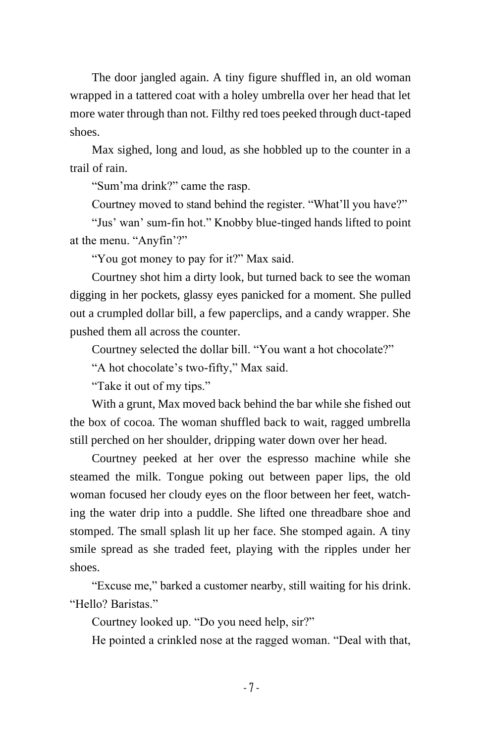The door jangled again. A tiny figure shuffled in, an old woman wrapped in a tattered coat with a holey umbrella over her head that let more water through than not. Filthy red toes peeked through duct-taped shoes.

Max sighed, long and loud, as she hobbled up to the counter in a trail of rain.

"Sum'ma drink?" came the rasp.

Courtney moved to stand behind the register. "What'll you have?"

"Jus' wan' sum-fin hot." Knobby blue-tinged hands lifted to point at the menu. "Anyfin'?"

"You got money to pay for it?" Max said.

Courtney shot him a dirty look, but turned back to see the woman digging in her pockets, glassy eyes panicked for a moment. She pulled out a crumpled dollar bill, a few paperclips, and a candy wrapper. She pushed them all across the counter.

Courtney selected the dollar bill. "You want a hot chocolate?"

"A hot chocolate's two-fifty," Max said.

"Take it out of my tips."

With a grunt, Max moved back behind the bar while she fished out the box of cocoa. The woman shuffled back to wait, ragged umbrella still perched on her shoulder, dripping water down over her head.

Courtney peeked at her over the espresso machine while she steamed the milk. Tongue poking out between paper lips, the old woman focused her cloudy eyes on the floor between her feet, watching the water drip into a puddle. She lifted one threadbare shoe and stomped. The small splash lit up her face. She stomped again. A tiny smile spread as she traded feet, playing with the ripples under her shoes.

"Excuse me," barked a customer nearby, still waiting for his drink. "Hello? Baristas."

Courtney looked up. "Do you need help, sir?"

He pointed a crinkled nose at the ragged woman. "Deal with that,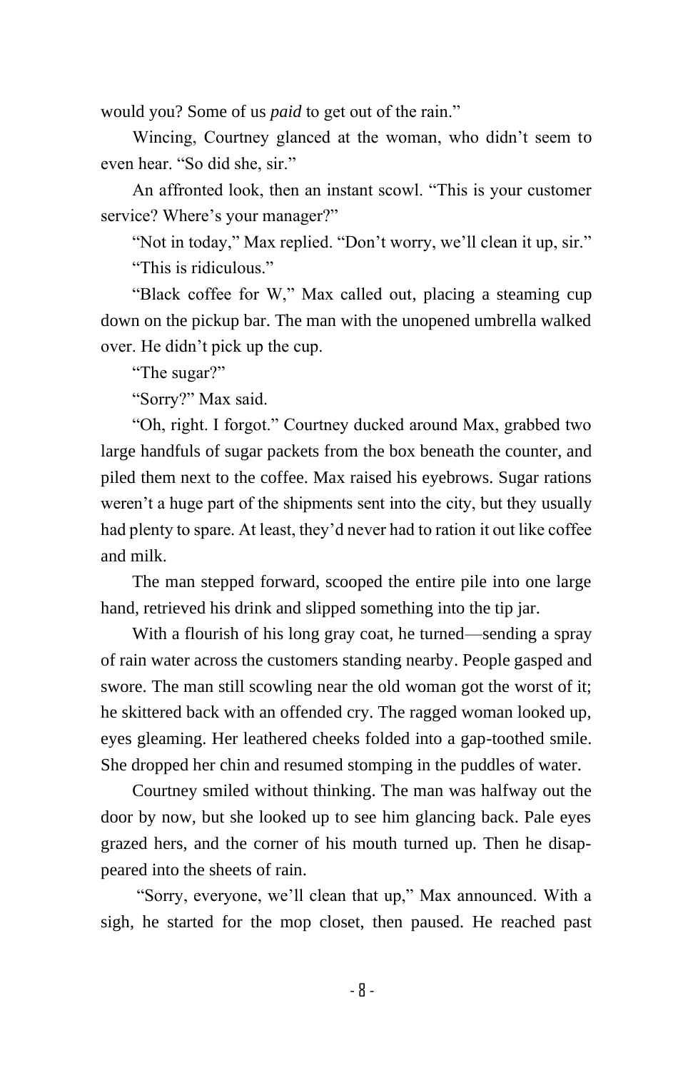would you? Some of us *paid* to get out of the rain."

Wincing, Courtney glanced at the woman, who didn't seem to even hear. "So did she, sir."

An affronted look, then an instant scowl. "This is your customer service? Where's your manager?"

"Not in today," Max replied. "Don't worry, we'll clean it up, sir."

"This is ridiculous."

"Black coffee for W," Max called out, placing a steaming cup down on the pickup bar. The man with the unopened umbrella walked over. He didn't pick up the cup.

"The sugar?"

"Sorry?" Max said.

"Oh, right. I forgot." Courtney ducked around Max, grabbed two large handfuls of sugar packets from the box beneath the counter, and piled them next to the coffee. Max raised his eyebrows. Sugar rations weren't a huge part of the shipments sent into the city, but they usually had plenty to spare. At least, they'd never had to ration it out like coffee and milk.

The man stepped forward, scooped the entire pile into one large hand, retrieved his drink and slipped something into the tip jar.

With a flourish of his long gray coat, he turned—sending a spray of rain water across the customers standing nearby. People gasped and swore. The man still scowling near the old woman got the worst of it; he skittered back with an offended cry. The ragged woman looked up, eyes gleaming. Her leathered cheeks folded into a gap-toothed smile. She dropped her chin and resumed stomping in the puddles of water.

Courtney smiled without thinking. The man was halfway out the door by now, but she looked up to see him glancing back. Pale eyes grazed hers, and the corner of his mouth turned up. Then he disappeared into the sheets of rain.

"Sorry, everyone, we'll clean that up," Max announced. With a sigh, he started for the mop closet, then paused. He reached past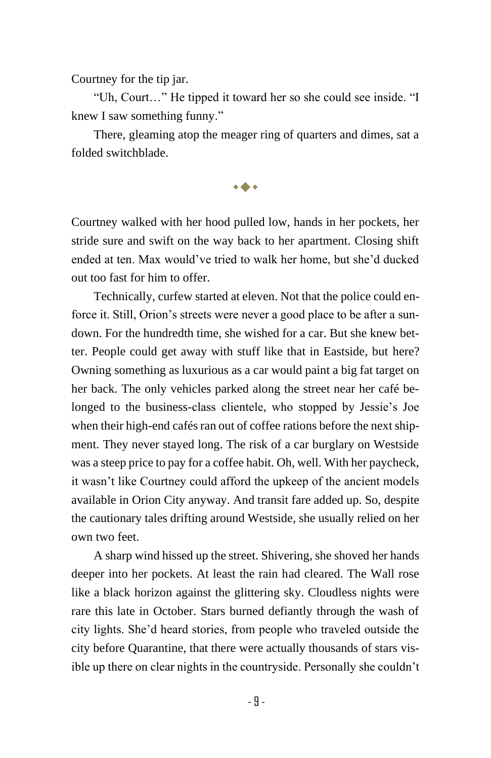Courtney for the tip jar.

"Uh, Court…" He tipped it toward her so she could see inside. "I knew I saw something funny."

There, gleaming atop the meager ring of quarters and dimes, sat a folded switchblade.

⬩◆⬩

Courtney walked with her hood pulled low, hands in her pockets, her stride sure and swift on the way back to her apartment. Closing shift ended at ten. Max would've tried to walk her home, but she'd ducked out too fast for him to offer.

Technically, curfew started at eleven. Not that the police could enforce it. Still, Orion's streets were never a good place to be after a sundown. For the hundredth time, she wished for a car. But she knew better. People could get away with stuff like that in Eastside, but here? Owning something as luxurious as a car would paint a big fat target on her back. The only vehicles parked along the street near her café belonged to the business-class clientele, who stopped by Jessie's Joe when their high-end cafés ran out of coffee rations before the next shipment. They never stayed long. The risk of a car burglary on Westside was a steep price to pay for a coffee habit. Oh, well. With her paycheck, it wasn't like Courtney could afford the upkeep of the ancient models available in Orion City anyway. And transit fare added up. So, despite the cautionary tales drifting around Westside, she usually relied on her own two feet.

A sharp wind hissed up the street. Shivering, she shoved her hands deeper into her pockets. At least the rain had cleared. The Wall rose like a black horizon against the glittering sky. Cloudless nights were rare this late in October. Stars burned defiantly through the wash of city lights. She'd heard stories, from people who traveled outside the city before Quarantine, that there were actually thousands of stars visible up there on clear nights in the countryside. Personally she couldn't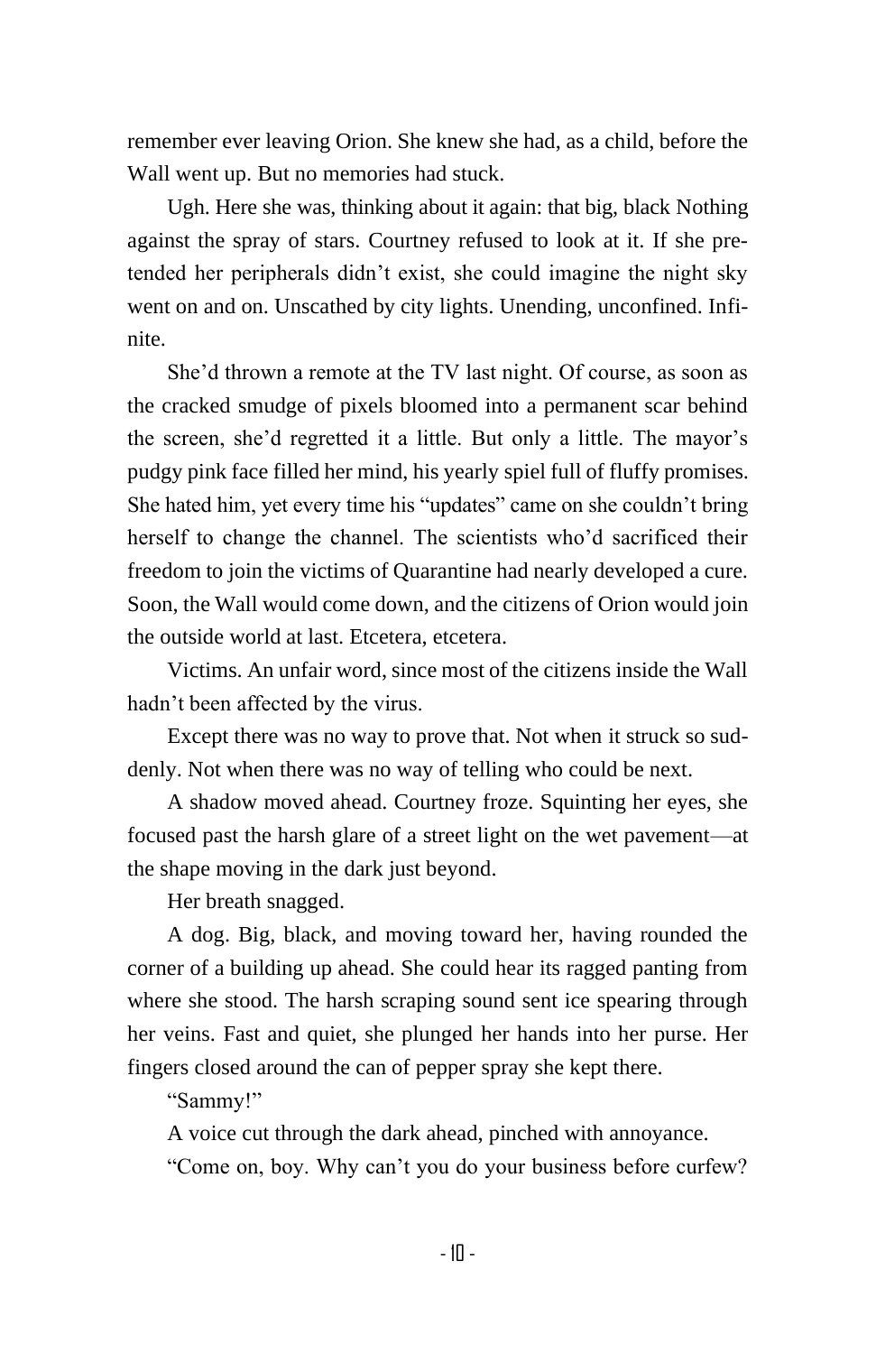remember ever leaving Orion. She knew she had, as a child, before the Wall went up. But no memories had stuck.

Ugh. Here she was, thinking about it again: that big, black Nothing against the spray of stars. Courtney refused to look at it. If she pretended her peripherals didn't exist, she could imagine the night sky went on and on. Unscathed by city lights. Unending, unconfined. Infinite.

She'd thrown a remote at the TV last night. Of course, as soon as the cracked smudge of pixels bloomed into a permanent scar behind the screen, she'd regretted it a little. But only a little. The mayor's pudgy pink face filled her mind, his yearly spiel full of fluffy promises. She hated him, yet every time his "updates" came on she couldn't bring herself to change the channel. The scientists who'd sacrificed their freedom to join the victims of Quarantine had nearly developed a cure. Soon, the Wall would come down, and the citizens of Orion would join the outside world at last. Etcetera, etcetera.

Victims. An unfair word, since most of the citizens inside the Wall hadn't been affected by the virus.

Except there was no way to prove that. Not when it struck so suddenly. Not when there was no way of telling who could be next.

A shadow moved ahead. Courtney froze. Squinting her eyes, she focused past the harsh glare of a street light on the wet pavement—at the shape moving in the dark just beyond.

Her breath snagged.

A dog. Big, black, and moving toward her, having rounded the corner of a building up ahead. She could hear its ragged panting from where she stood. The harsh scraping sound sent ice spearing through her veins. Fast and quiet, she plunged her hands into her purse. Her fingers closed around the can of pepper spray she kept there.

"Sammy!"

A voice cut through the dark ahead, pinched with annoyance.

"Come on, boy. Why can't you do your business before curfew?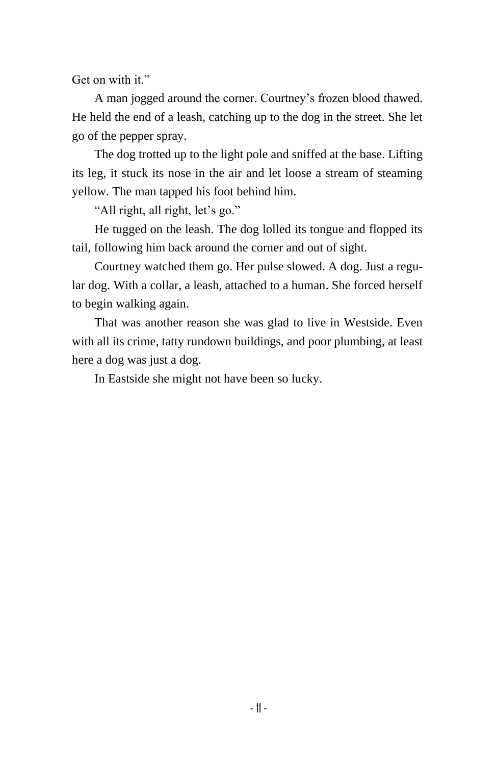Get on with it."

A man jogged around the corner. Courtney's frozen blood thawed. He held the end of a leash, catching up to the dog in the street. She let go of the pepper spray.

The dog trotted up to the light pole and sniffed at the base. Lifting its leg, it stuck its nose in the air and let loose a stream of steaming yellow. The man tapped his foot behind him.

"All right, all right, let's go."

He tugged on the leash. The dog lolled its tongue and flopped its tail, following him back around the corner and out of sight.

Courtney watched them go. Her pulse slowed. A dog. Just a regular dog. With a collar, a leash, attached to a human. She forced herself to begin walking again.

That was another reason she was glad to live in Westside. Even with all its crime, tatty rundown buildings, and poor plumbing, at least here a dog was just a dog.

In Eastside she might not have been so lucky.